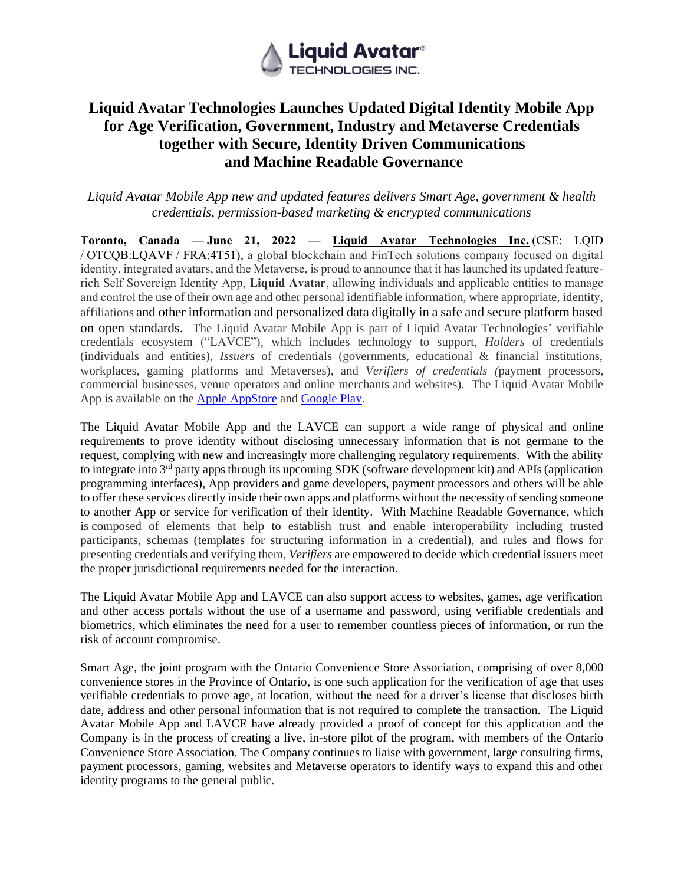Liquid Avatar® TECHNOLOGIES INC.

# Liquid Avatar Technologies Launches Updated Digital Identity Mobile App for Age Verification, Government, Industry and Metaverse Credentials together with Secure, Identity Driven Communications and Machine Readable Governance

*Liquid Avatar Mobile App new and updated features delivers Smart Age, government & health credentials, permission-based marketing & encrypted communications*

**Toronto, Canada** — **June 21, 2022** — **Liquid Avatar Technologies Inc.** (CSE: LQID / OTCQB:LQAVF / FRA:4T51), a global blockchain and FinTech solutions company focused on digital identity, integrated avatars, and the Metaverse, is proud to announce that it has launched its updated feature-rich Self Sovereign Identity App, **Liquid Avatar**, allowing individuals and applicable entities to manage and control the use of their own age and other personal identifiable information, where appropriate, identity, affiliations and other information and personalized data digitally in a safe and secure platform based on open standards. The Liquid Avatar Mobile App is part of Liquid Avatar Technologies' verifiable credentials ecosystem ("LAVCE"), which includes technology to support, *Holders* of credentials (individuals and entities), *Issuers* of credentials (governments, educational & financial institutions, workplaces, gaming platforms and Metaverses), and *Verifiers of credentials (*payment processors, commercial businesses, venue operators and online merchants and websites). The Liquid Avatar Mobile App is available on the Apple AppStore and Google Play.

The Liquid Avatar Mobile App and the LAVCE can support a wide range of physical and online requirements to prove identity without disclosing unnecessary information that is not germane to the request, complying with new and increasingly more challenging regulatory requirements. With the ability to integrate into 3rd party apps through its upcoming SDK (software development kit) and APIs (application programming interfaces), App providers and game developers, payment processors and others will be able to offer these services directly inside their own apps and platforms without the necessity of sending someone to another App or service for verification of their identity. With Machine Readable Governance, which is composed of elements that help to establish trust and enable interoperability including trusted participants, schemas (templates for structuring information in a credential), and rules and flows for presenting credentials and verifying them, *Verifiers* are empowered to decide which credential issuers meet the proper jurisdictional requirements needed for the interaction.

The Liquid Avatar Mobile App and LAVCE can also support access to websites, games, age verification and other access portals without the use of a username and password, using verifiable credentials and biometrics, which eliminates the need for a user to remember countless pieces of information, or run the risk of account compromise.

Smart Age, the joint program with the Ontario Convenience Store Association, comprising of over 8,000 convenience stores in the Province of Ontario, is one such application for the verification of age that uses verifiable credentials to prove age, at location, without the need for a driver's license that discloses birth date, address and other personal information that is not required to complete the transaction. The Liquid Avatar Mobile App and LAVCE have already provided a proof of concept for this application and the Company is in the process of creating a live, in-store pilot of the program, with members of the Ontario Convenience Store Association. The Company continues to liaise with government, large consulting firms, payment processors, gaming, websites and Metaverse operators to identify ways to expand this and other identity programs to the general public.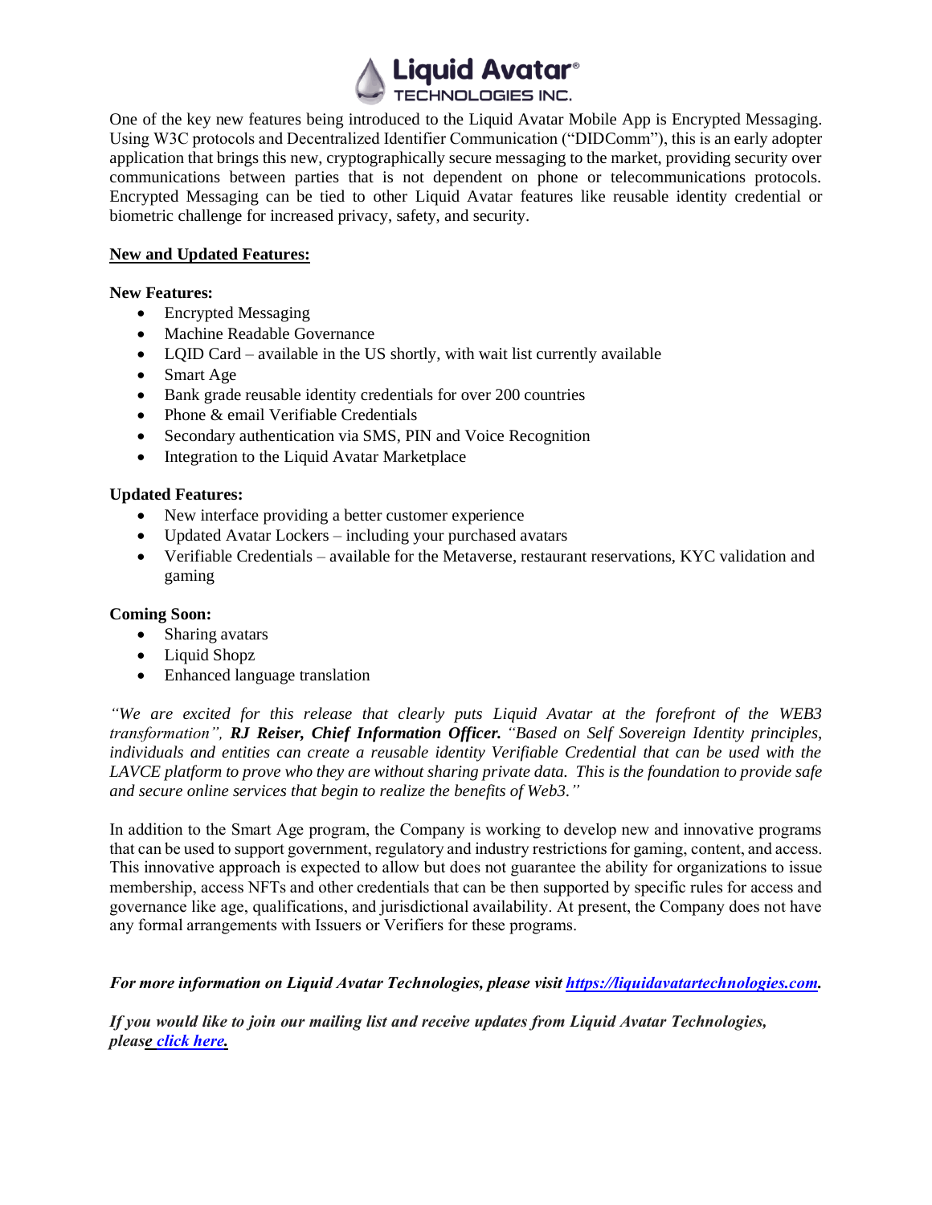One of the key new features being introduced to the Liquid Avatar Mobile App is Encrypted Messaging. Using W3C protocols and Decentralized Identifier Communication ("DIDComm"), this is an early adopter application that brings this new, cryptographically secure messaging to the market, providing security over communications between parties that is not dependent on phone or telecommunications protocols. Encrypted Messaging can be tied to other Liquid Avatar features like reusable identity credential or biometric challenge for increased privacy, safety, and security.

**New and Updated Features:**

**New Features:**

- Encrypted Messaging
- Machine Readable Governance
- LQID Card – available in the US shortly, with wait list currently available
- Smart Age
- Bank grade reusable identity credentials for over 200 countries
- Phone & email Verifiable Credentials
- Secondary authentication via SMS, PIN and Voice Recognition
- Integration to the Liquid Avatar Marketplace

**Updated Features:**

- New interface providing a better customer experience
- Updated Avatar Lockers – including your purchased avatars
- Verifiable Credentials – available for the Metaverse, restaurant reservations, KYC validation and gaming

**Coming Soon:**

- Sharing avatars
- Liquid Shopz
- Enhanced language translation

*"We are excited for this release that clearly puts Liquid Avatar at the forefront of the WEB3 transformation", **RJ Reiser, Chief Information Officer.** "Based on Self Sovereign Identity principles, individuals and entities can create a reusable identity Verifiable Credential that can be used with the LAVCE platform to prove who they are without sharing private data. This is the foundation to provide safe and secure online services that begin to realize the benefits of Web3."*

In addition to the Smart Age program, the Company is working to develop new and innovative programs that can be used to support government, regulatory and industry restrictions for gaming, content, and access. This innovative approach is expected to allow but does not guarantee the ability for organizations to issue membership, access NFTs and other credentials that can be then supported by specific rules for access and governance like age, qualifications, and jurisdictional availability. At present, the Company does not have any formal arrangements with Issuers or Verifiers for these programs.

***For more information on Liquid Avatar Technologies, please visit [https://liquidavatartechnologies.com](https://liquidavatartechnologies.com).***

***If you would like to join our mailing list and receive updates from Liquid Avatar Technologies, please click here.***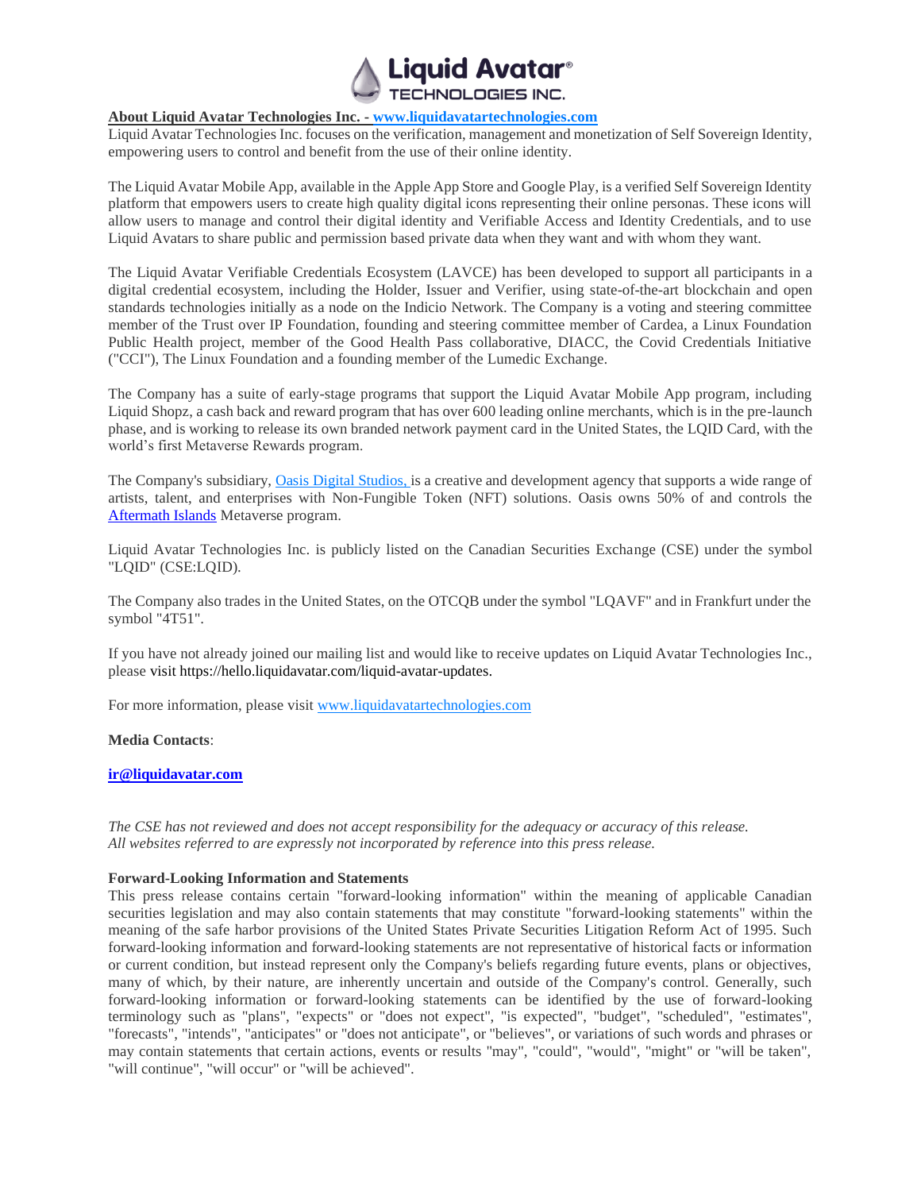**About Liquid Avatar Technologies Inc. - www.liquidavatartechnologies.com**
Liquid Avatar Technologies Inc. focuses on the verification, management and monetization of Self Sovereign Identity, empowering users to control and benefit from the use of their online identity.

The Liquid Avatar Mobile App, available in the Apple App Store and Google Play, is a verified Self Sovereign Identity platform that empowers users to create high quality digital icons representing their online personas. These icons will allow users to manage and control their digital identity and Verifiable Access and Identity Credentials, and to use Liquid Avatars to share public and permission based private data when they want and with whom they want.

The Liquid Avatar Verifiable Credentials Ecosystem (LAVCE) has been developed to support all participants in a digital credential ecosystem, including the Holder, Issuer and Verifier, using state-of-the-art blockchain and open standards technologies initially as a node on the Indicio Network. The Company is a voting and steering committee member of the Trust over IP Foundation, founding and steering committee member of Cardea, a Linux Foundation Public Health project, member of the Good Health Pass collaborative, DIACC, the Covid Credentials Initiative ("CCI"), The Linux Foundation and a founding member of the Lumedic Exchange.

The Company has a suite of early-stage programs that support the Liquid Avatar Mobile App program, including Liquid Shopz, a cash back and reward program that has over 600 leading online merchants, which is in the pre-launch phase, and is working to release its own branded network payment card in the United States, the LQID Card, with the world's first Metaverse Rewards program.

The Company's subsidiary, Oasis Digital Studios, is a creative and development agency that supports a wide range of artists, talent, and enterprises with Non-Fungible Token (NFT) solutions. Oasis owns 50% of and controls the Aftermath Islands Metaverse program.

Liquid Avatar Technologies Inc. is publicly listed on the Canadian Securities Exchange (CSE) under the symbol "LQID" (CSE:LQID).

The Company also trades in the United States, on the OTCQB under the symbol "LQAVF" and in Frankfurt under the symbol "4T51".

If you have not already joined our mailing list and would like to receive updates on Liquid Avatar Technologies Inc., please visit https://hello.liquidavatar.com/liquid-avatar-updates.

For more information, please visit www.liquidavatartechnologies.com

**Media Contacts**:

**ir@liquidavatar.com**

*The CSE has not reviewed and does not accept responsibility for the adequacy or accuracy of this release.*
*All websites referred to are expressly not incorporated by reference into this press release.*

**Forward-Looking Information and Statements**
This press release contains certain "forward-looking information" within the meaning of applicable Canadian securities legislation and may also contain statements that may constitute "forward-looking statements" within the meaning of the safe harbor provisions of the United States Private Securities Litigation Reform Act of 1995. Such forward-looking information and forward-looking statements are not representative of historical facts or information or current condition, but instead represent only the Company's beliefs regarding future events, plans or objectives, many of which, by their nature, are inherently uncertain and outside of the Company's control. Generally, such forward-looking information or forward-looking statements can be identified by the use of forward-looking terminology such as "plans", "expects" or "does not expect", "is expected", "budget", "scheduled", "estimates", "forecasts", "intends", "anticipates" or "does not anticipate", or "believes", or variations of such words and phrases or may contain statements that certain actions, events or results "may", "could", "would", "might" or "will be taken", "will continue", "will occur" or "will be achieved".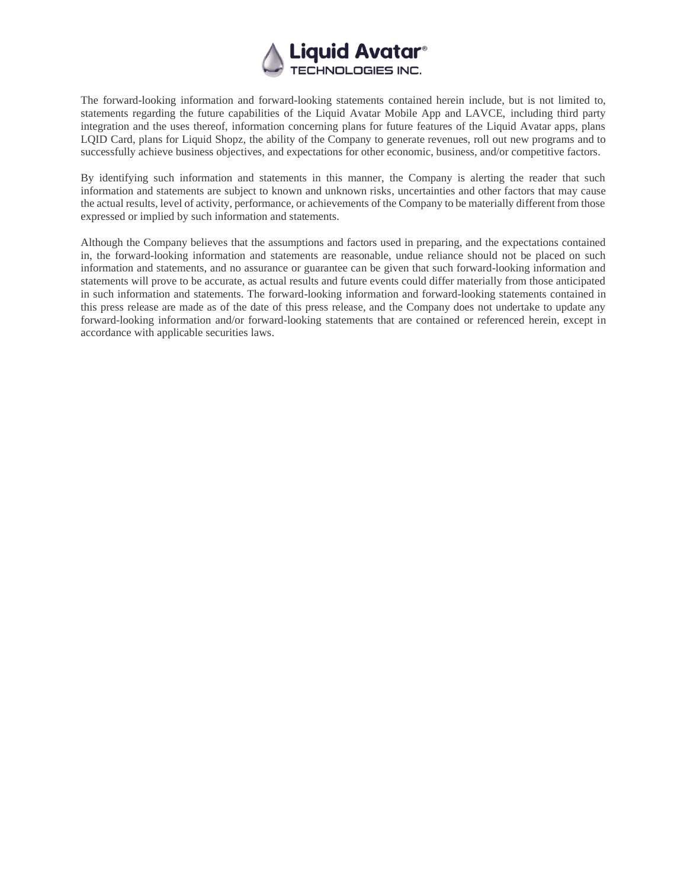The forward-looking information and forward-looking statements contained herein include, but is not limited to, statements regarding the future capabilities of the Liquid Avatar Mobile App and LAVCE, including third party integration and the uses thereof, information concerning plans for future features of the Liquid Avatar apps, plans LQID Card, plans for Liquid Shopz, the ability of the Company to generate revenues, roll out new programs and to successfully achieve business objectives, and expectations for other economic, business, and/or competitive factors.

By identifying such information and statements in this manner, the Company is alerting the reader that such information and statements are subject to known and unknown risks, uncertainties and other factors that may cause the actual results, level of activity, performance, or achievements of the Company to be materially different from those expressed or implied by such information and statements.

Although the Company believes that the assumptions and factors used in preparing, and the expectations contained in, the forward-looking information and statements are reasonable, undue reliance should not be placed on such information and statements, and no assurance or guarantee can be given that such forward-looking information and statements will prove to be accurate, as actual results and future events could differ materially from those anticipated in such information and statements. The forward-looking information and forward-looking statements contained in this press release are made as of the date of this press release, and the Company does not undertake to update any forward-looking information and/or forward-looking statements that are contained or referenced herein, except in accordance with applicable securities laws.